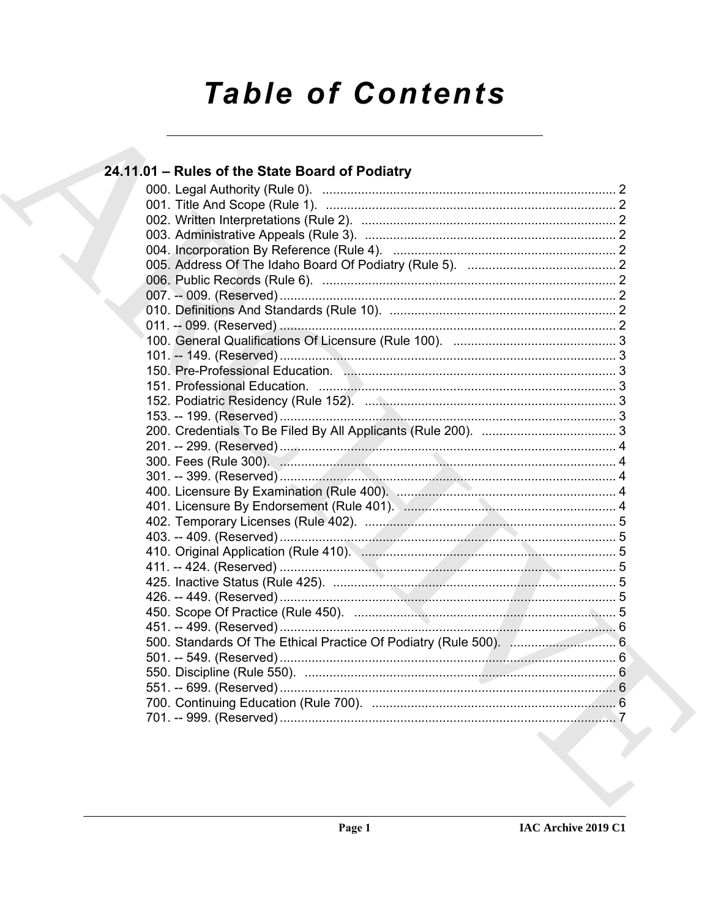# Table of Contents

## 24.11.01 – Rules of the State Board of Podiatry

000. Legal Authority (Rule 0). .......... 2
001. Title And Scope (Rule 1). .......... 2
002. Written Interpretations (Rule 2). .......... 2
003. Administrative Appeals (Rule 3). .......... 2
004. Incorporation By Reference (Rule 4). .......... 2
005. Address Of The Idaho Board Of Podiatry (Rule 5). .......... 2
006. Public Records (Rule 6). .......... 2
007. -- 009. (Reserved) .......... 2
010. Definitions And Standards (Rule 10). .......... 2
011. -- 099. (Reserved) .......... 2
100. General Qualifications Of Licensure (Rule 100). .......... 3
101. -- 149. (Reserved) .......... 3
150. Pre-Professional Education. .......... 3
151. Professional Education. .......... 3
152. Podiatric Residency (Rule 152). .......... 3
153. -- 199. (Reserved) .......... 3
200. Credentials To Be Filed By All Applicants (Rule 200). .......... 3
201. -- 299. (Reserved) .......... 4
300. Fees (Rule 300). .......... 4
301. -- 399. (Reserved) .......... 4
400. Licensure By Examination (Rule 400). .......... 4
401. Licensure By Endorsement (Rule 401). .......... 4
402. Temporary Licenses (Rule 402). .......... 5
403. -- 409. (Reserved) .......... 5
410. Original Application (Rule 410). .......... 5
411. -- 424. (Reserved) .......... 5
425. Inactive Status (Rule 425). .......... 5
426. -- 449. (Reserved) .......... 5
450. Scope Of Practice (Rule 450). .......... 5
451. -- 499. (Reserved) .......... 6
500. Standards Of The Ethical Practice Of Podiatry (Rule 500). .......... 6
501. -- 549. (Reserved) .......... 6
550. Discipline (Rule 550). .......... 6
551. -- 699. (Reserved) .......... 6
700. Continuing Education (Rule 700). .......... 6
701. -- 999. (Reserved) .......... 7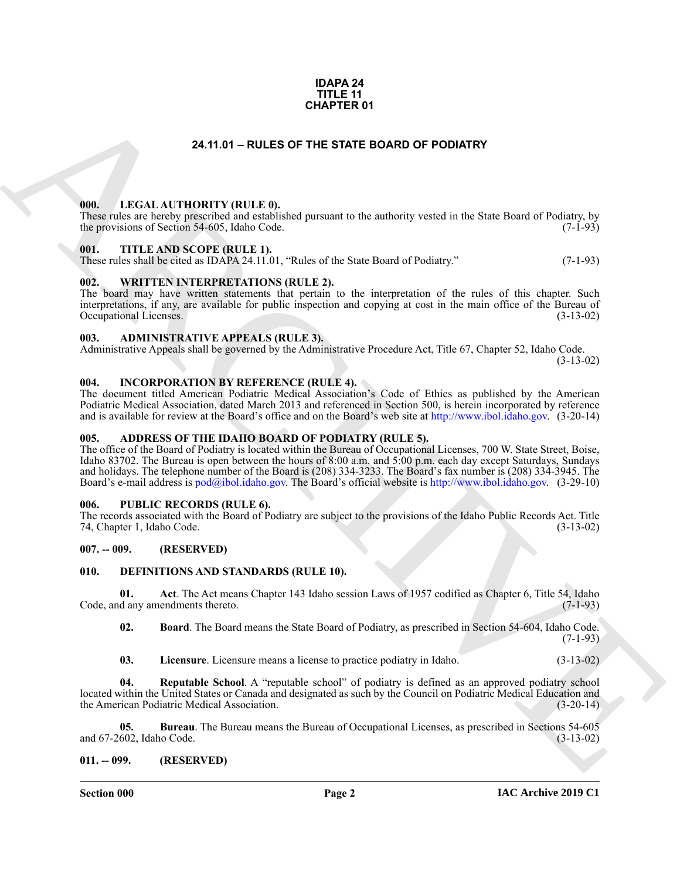**IDAPA 24**
**TITLE 11**
**CHAPTER 01**

# 24.11.01 – RULES OF THE STATE BOARD OF PODIATRY

### 000. LEGAL AUTHORITY (RULE 0).

These rules are hereby prescribed and established pursuant to the authority vested in the State Board of Podiatry, by the provisions of Section 54-605, Idaho Code. (7-1-93)

### 001. TITLE AND SCOPE (RULE 1).

These rules shall be cited as IDAPA 24.11.01, "Rules of the State Board of Podiatry." (7-1-93)

### 002. WRITTEN INTERPRETATIONS (RULE 2).

The board may have written statements that pertain to the interpretation of the rules of this chapter. Such interpretations, if any, are available for public inspection and copying at cost in the main office of the Bureau of Occupational Licenses. (3-13-02)

### 003. ADMINISTRATIVE APPEALS (RULE 3).

Administrative Appeals shall be governed by the Administrative Procedure Act, Title 67, Chapter 52, Idaho Code. (3-13-02)

### 004. INCORPORATION BY REFERENCE (RULE 4).

The document titled American Podiatric Medical Association's Code of Ethics as published by the American Podiatric Medical Association, dated March 2013 and referenced in Section 500, is herein incorporated by reference and is available for review at the Board's office and on the Board's web site at http://www.ibol.idaho.gov. (3-20-14)

### 005. ADDRESS OF THE IDAHO BOARD OF PODIATRY (RULE 5).

The office of the Board of Podiatry is located within the Bureau of Occupational Licenses, 700 W. State Street, Boise, Idaho 83702. The Bureau is open between the hours of 8:00 a.m. and 5:00 p.m. each day except Saturdays, Sundays and holidays. The telephone number of the Board is (208) 334-3233. The Board's fax number is (208) 334-3945. The Board's e-mail address is pod@ibol.idaho.gov. The Board's official website is http://www.ibol.idaho.gov. (3-29-10)

### 006. PUBLIC RECORDS (RULE 6).

The records associated with the Board of Podiatry are subject to the provisions of the Idaho Public Records Act. Title 74, Chapter 1, Idaho Code. (3-13-02)

### 007. -- 009. (RESERVED)

### 010. DEFINITIONS AND STANDARDS (RULE 10).

**01. Act**. The Act means Chapter 143 Idaho session Laws of 1957 codified as Chapter 6, Title 54, Idaho Code, and any amendments thereto. (7-1-93)

**02. Board**. The Board means the State Board of Podiatry, as prescribed in Section 54-604, Idaho Code. (7-1-93)

**03. Licensure**. Licensure means a license to practice podiatry in Idaho. (3-13-02)

**04. Reputable School**. A "reputable school" of podiatry is defined as an approved podiatry school located within the United States or Canada and designated as such by the Council on Podiatric Medical Education and the American Podiatric Medical Association. (3-20-14)

**05. Bureau**. The Bureau means the Bureau of Occupational Licenses, as prescribed in Sections 54-605 and 67-2602, Idaho Code. (3-13-02)

### 011. -- 099. (RESERVED)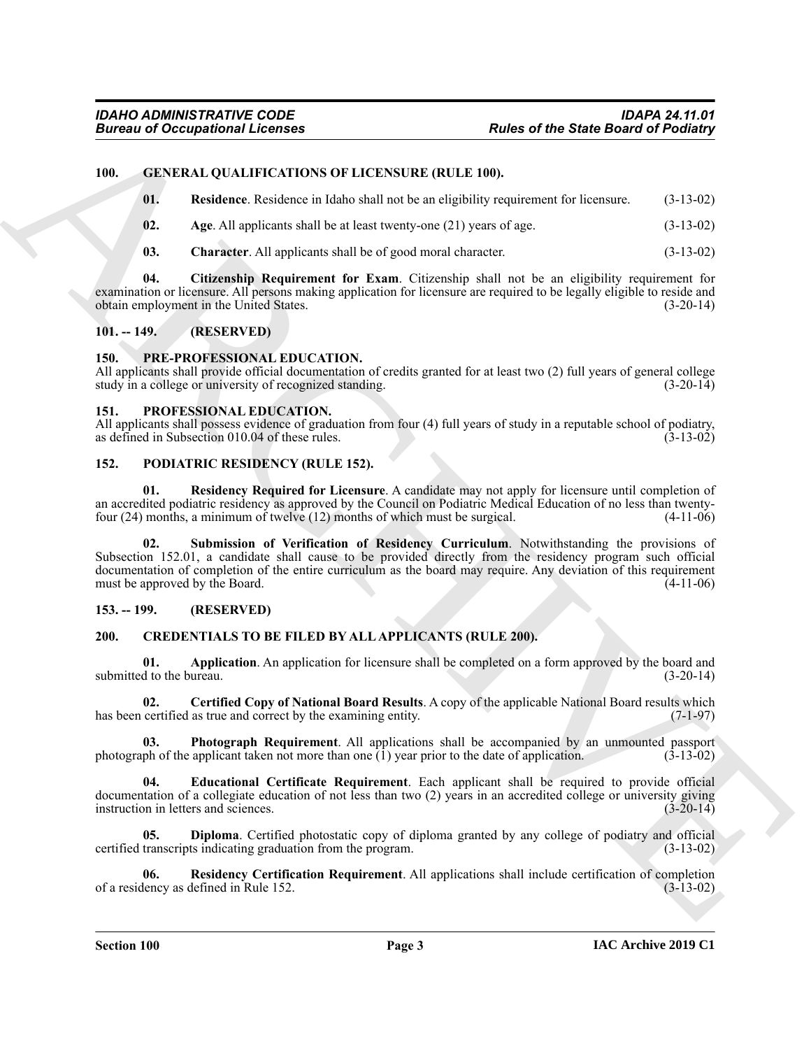## 100. GENERAL QUALIFICATIONS OF LICENSURE (RULE 100).

**01. Residence**. Residence in Idaho shall not be an eligibility requirement for licensure. (3-13-02)

**02. Age**. All applicants shall be at least twenty-one (21) years of age. (3-13-02)

**03. Character**. All applicants shall be of good moral character. (3-13-02)

**04. Citizenship Requirement for Exam**. Citizenship shall not be an eligibility requirement for examination or licensure. All persons making application for licensure are required to be legally eligible to reside and obtain employment in the United States. (3-20-14)

## 101. -- 149. (RESERVED)

## 150. PRE-PROFESSIONAL EDUCATION.

All applicants shall provide official documentation of credits granted for at least two (2) full years of general college study in a college or university of recognized standing. (3-20-14)

## 151. PROFESSIONAL EDUCATION.

All applicants shall possess evidence of graduation from four (4) full years of study in a reputable school of podiatry, as defined in Subsection 010.04 of these rules. (3-13-02)

## 152. PODIATRIC RESIDENCY (RULE 152).

**01. Residency Required for Licensure**. A candidate may not apply for licensure until completion of an accredited podiatric residency as approved by the Council on Podiatric Medical Education of no less than twenty-four (24) months, a minimum of twelve (12) months of which must be surgical. (4-11-06)

**02. Submission of Verification of Residency Curriculum**. Notwithstanding the provisions of Subsection 152.01, a candidate shall cause to be provided directly from the residency program such official documentation of completion of the entire curriculum as the board may require. Any deviation of this requirement must be approved by the Board. (4-11-06)

## 153. -- 199. (RESERVED)

## 200. CREDENTIALS TO BE FILED BY ALL APPLICANTS (RULE 200).

**01. Application**. An application for licensure shall be completed on a form approved by the board and submitted to the bureau. (3-20-14)

**02. Certified Copy of National Board Results**. A copy of the applicable National Board results which has been certified as true and correct by the examining entity. (7-1-97)

**03. Photograph Requirement**. All applications shall be accompanied by an unmounted passport photograph of the applicant taken not more than one (1) year prior to the date of application. (3-13-02)

**04. Educational Certificate Requirement**. Each applicant shall be required to provide official documentation of a collegiate education of not less than two (2) years in an accredited college or university giving instruction in letters and sciences. (3-20-14)

**05. Diploma**. Certified photostatic copy of diploma granted by any college of podiatry and official certified transcripts indicating graduation from the program. (3-13-02)

**06. Residency Certification Requirement**. All applications shall include certification of completion of a residency as defined in Rule 152. (3-13-02)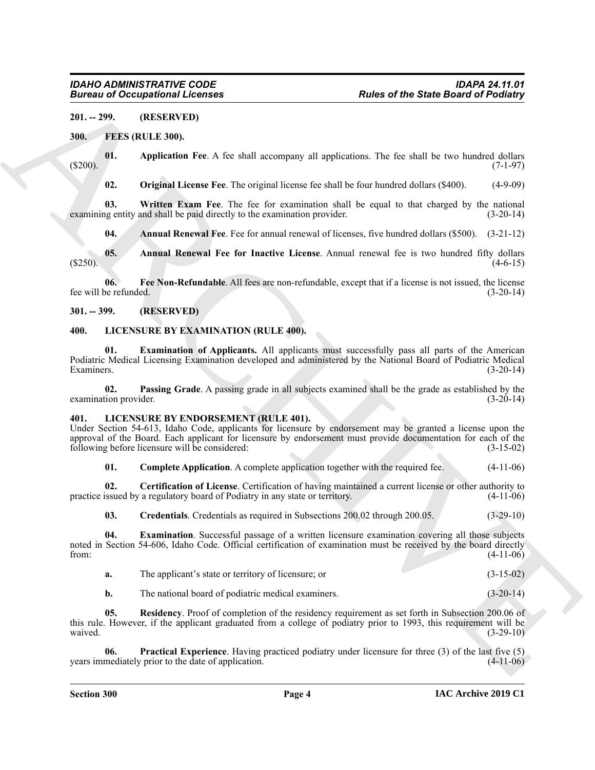**201. -- 299. (RESERVED)**

**300. FEES (RULE 300).**

**01. Application Fee**. A fee shall accompany all applications. The fee shall be two hundred dollars ($200). (7-1-97)

**02. Original License Fee**. The original license fee shall be four hundred dollars ($400). (4-9-09)

**03. Written Exam Fee**. The fee for examination shall be equal to that charged by the national examining entity and shall be paid directly to the examination provider. (3-20-14)

**04. Annual Renewal Fee**. Fee for annual renewal of licenses, five hundred dollars ($500). (3-21-12)

**05. Annual Renewal Fee for Inactive License**. Annual renewal fee is two hundred fifty dollars ($250). (4-6-15)

**06. Fee Non-Refundable**. All fees are non-refundable, except that if a license is not issued, the license fee will be refunded. (3-20-14)

**301. -- 399. (RESERVED)**

**400. LICENSURE BY EXAMINATION (RULE 400).**

**01. Examination of Applicants.** All applicants must successfully pass all parts of the American Podiatric Medical Licensing Examination developed and administered by the National Board of Podiatric Medical Examiners. (3-20-14)

**02. Passing Grade**. A passing grade in all subjects examined shall be the grade as established by the examination provider. (3-20-14)

**401. LICENSURE BY ENDORSEMENT (RULE 401).**

Under Section 54-613, Idaho Code, applicants for licensure by endorsement may be granted a license upon the approval of the Board. Each applicant for licensure by endorsement must provide documentation for each of the following before licensure will be considered: (3-15-02)

**01. Complete Application**. A complete application together with the required fee. (4-11-06)

**02. Certification of License**. Certification of having maintained a current license or other authority to practice issued by a regulatory board of Podiatry in any state or territory. (4-11-06)

**03. Credentials**. Credentials as required in Subsections 200.02 through 200.05. (3-29-10)

**04. Examination**. Successful passage of a written licensure examination covering all those subjects noted in Section 54-606, Idaho Code. Official certification of examination must be received by the board directly from: (4-11-06)

**a.** The applicant's state or territory of licensure; or (3-15-02)

**b.** The national board of podiatric medical examiners. (3-20-14)

**05. Residency**. Proof of completion of the residency requirement as set forth in Subsection 200.06 of this rule. However, if the applicant graduated from a college of podiatry prior to 1993, this requirement will be waived. (3-29-10)

**06. Practical Experience**. Having practiced podiatry under licensure for three (3) of the last five (5) years immediately prior to the date of application. (4-11-06)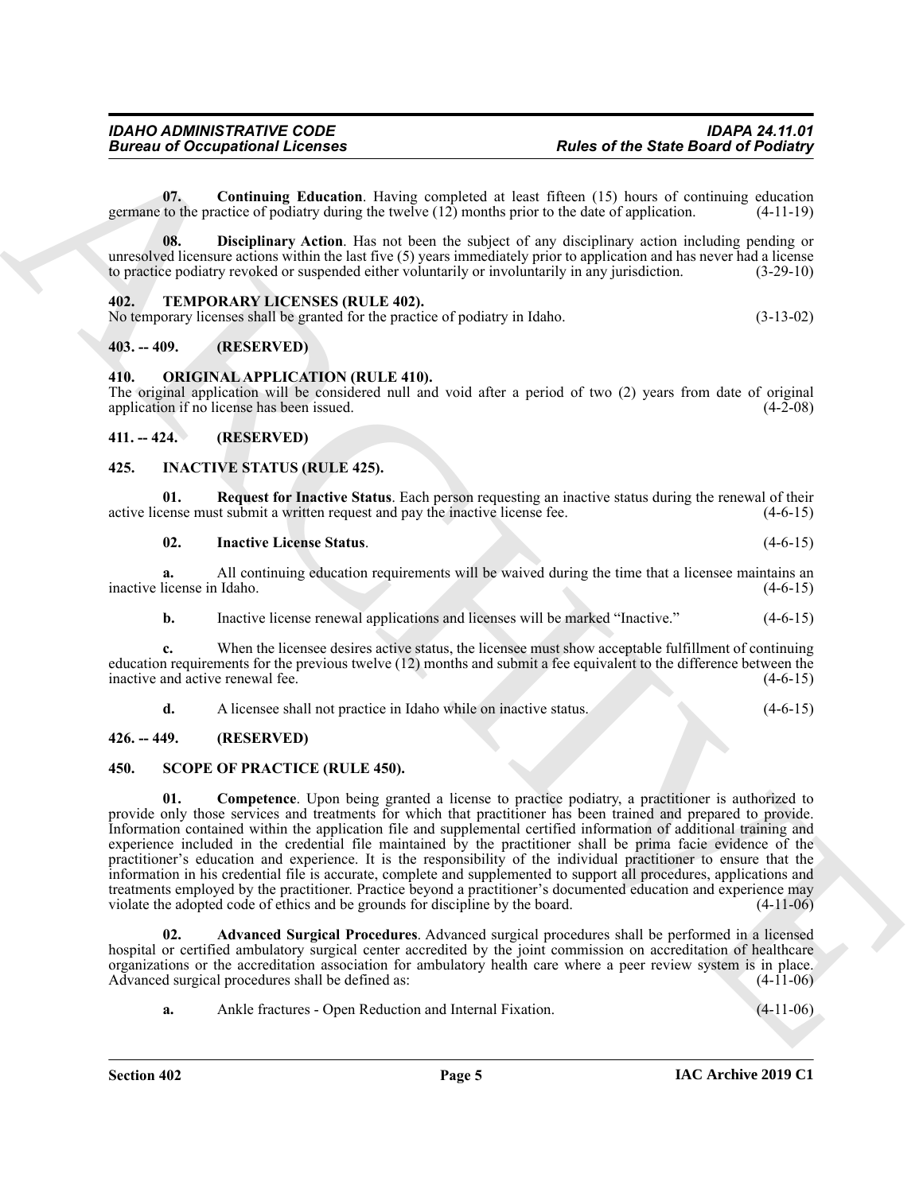**07. Continuing Education**. Having completed at least fifteen (15) hours of continuing education germane to the practice of podiatry during the twelve (12) months prior to the date of application. (4-11-19)

**08. Disciplinary Action**. Has not been the subject of any disciplinary action including pending or unresolved licensure actions within the last five (5) years immediately prior to application and has never had a license to practice podiatry revoked or suspended either voluntarily or involuntarily in any jurisdiction. (3-29-10)

## 402. TEMPORARY LICENSES (RULE 402).

No temporary licenses shall be granted for the practice of podiatry in Idaho. (3-13-02)

## 403. -- 409. (RESERVED)

## 410. ORIGINAL APPLICATION (RULE 410).

The original application will be considered null and void after a period of two (2) years from date of original application if no license has been issued. (4-2-08)

## 411. -- 424. (RESERVED)

## 425. INACTIVE STATUS (RULE 425).

**01. Request for Inactive Status**. Each person requesting an inactive status during the renewal of their active license must submit a written request and pay the inactive license fee. (4-6-15)

**02. Inactive License Status**. (4-6-15)

**a.** All continuing education requirements will be waived during the time that a licensee maintains an inactive license in Idaho. (4-6-15)

**b.** Inactive license renewal applications and licenses will be marked "Inactive." (4-6-15)

**c.** When the licensee desires active status, the licensee must show acceptable fulfillment of continuing education requirements for the previous twelve (12) months and submit a fee equivalent to the difference between the inactive and active renewal fee. (4-6-15)

**d.** A licensee shall not practice in Idaho while on inactive status. (4-6-15)

## 426. -- 449. (RESERVED)

## 450. SCOPE OF PRACTICE (RULE 450).

**01. Competence**. Upon being granted a license to practice podiatry, a practitioner is authorized to provide only those services and treatments for which that practitioner has been trained and prepared to provide. Information contained within the application file and supplemental certified information of additional training and experience included in the credential file maintained by the practitioner shall be prima facie evidence of the practitioner's education and experience. It is the responsibility of the individual practitioner to ensure that the information in his credential file is accurate, complete and supplemented to support all procedures, applications and treatments employed by the practitioner. Practice beyond a practitioner's documented education and experience may violate the adopted code of ethics and be grounds for discipline by the board. (4-11-06)

**02. Advanced Surgical Procedures**. Advanced surgical procedures shall be performed in a licensed hospital or certified ambulatory surgical center accredited by the joint commission on accreditation of healthcare organizations or the accreditation association for ambulatory health care where a peer review system is in place. Advanced surgical procedures shall be defined as: (4-11-06)

**a.** Ankle fractures - Open Reduction and Internal Fixation. (4-11-06)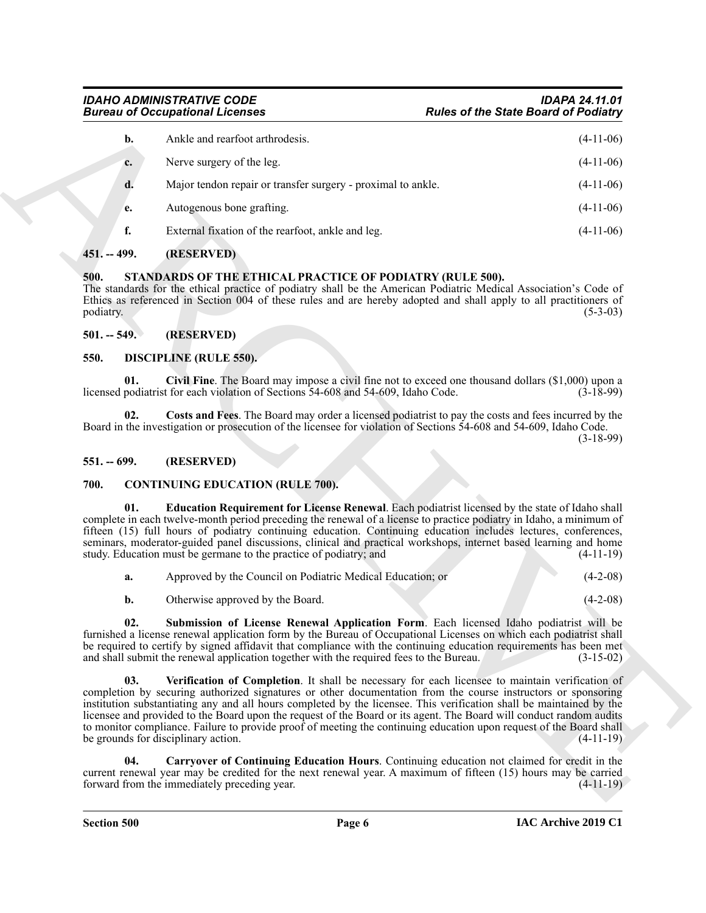**b.** Ankle and rearfoot arthrodesis. (4-11-06)

**c.** Nerve surgery of the leg. (4-11-06)

**d.** Major tendon repair or transfer surgery - proximal to ankle. (4-11-06)

**e.** Autogenous bone grafting. (4-11-06)

**f.** External fixation of the rearfoot, ankle and leg. (4-11-06)

### 451. -- 499. (RESERVED)

### 500. STANDARDS OF THE ETHICAL PRACTICE OF PODIATRY (RULE 500).

The standards for the ethical practice of podiatry shall be the American Podiatric Medical Association's Code of Ethics as referenced in Section 004 of these rules and are hereby adopted and shall apply to all practitioners of podiatry. (5-3-03)

### 501. -- 549. (RESERVED)

### 550. DISCIPLINE (RULE 550).

**01. Civil Fine**. The Board may impose a civil fine not to exceed one thousand dollars ($1,000) upon a licensed podiatrist for each violation of Sections 54-608 and 54-609, Idaho Code. (3-18-99)

**02. Costs and Fees**. The Board may order a licensed podiatrist to pay the costs and fees incurred by the Board in the investigation or prosecution of the licensee for violation of Sections 54-608 and 54-609, Idaho Code. (3-18-99)

### 551. -- 699. (RESERVED)

### 700. CONTINUING EDUCATION (RULE 700).

**01. Education Requirement for License Renewal**. Each podiatrist licensed by the state of Idaho shall complete in each twelve-month period preceding the renewal of a license to practice podiatry in Idaho, a minimum of fifteen (15) full hours of podiatry continuing education. Continuing education includes lectures, conferences, seminars, moderator-guided panel discussions, clinical and practical workshops, internet based learning and home study. Education must be germane to the practice of podiatry; and (4-11-19)

**a.** Approved by the Council on Podiatric Medical Education; or (4-2-08)

**b.** Otherwise approved by the Board. (4-2-08)

**02. Submission of License Renewal Application Form**. Each licensed Idaho podiatrist will be furnished a license renewal application form by the Bureau of Occupational Licenses on which each podiatrist shall be required to certify by signed affidavit that compliance with the continuing education requirements has been met and shall submit the renewal application together with the required fees to the Bureau. (3-15-02)

**03. Verification of Completion**. It shall be necessary for each licensee to maintain verification of completion by securing authorized signatures or other documentation from the course instructors or sponsoring institution substantiating any and all hours completed by the licensee. This verification shall be maintained by the licensee and provided to the Board upon the request of the Board or its agent. The Board will conduct random audits to monitor compliance. Failure to provide proof of meeting the continuing education upon request of the Board shall be grounds for disciplinary action. (4-11-19)

**04. Carryover of Continuing Education Hours**. Continuing education not claimed for credit in the current renewal year may be credited for the next renewal year. A maximum of fifteen (15) hours may be carried forward from the immediately preceding year. (4-11-19)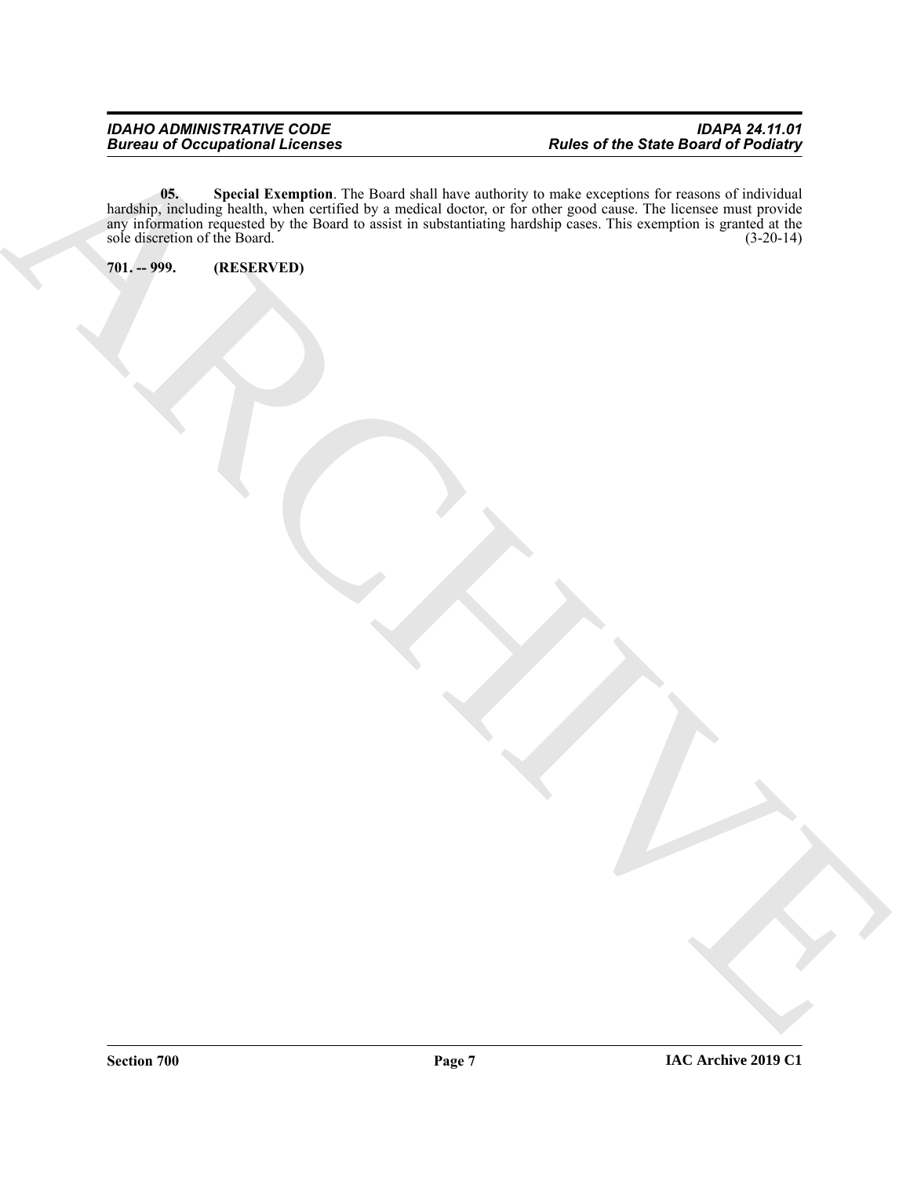**05. Special Exemption**. The Board shall have authority to make exceptions for reasons of individual hardship, including health, when certified by a medical doctor, or for other good cause. The licensee must provide any information requested by the Board to assist in substantiating hardship cases. This exemption is granted at the sole discretion of the Board. (3-20-14)

**701. -- 999. (RESERVED)**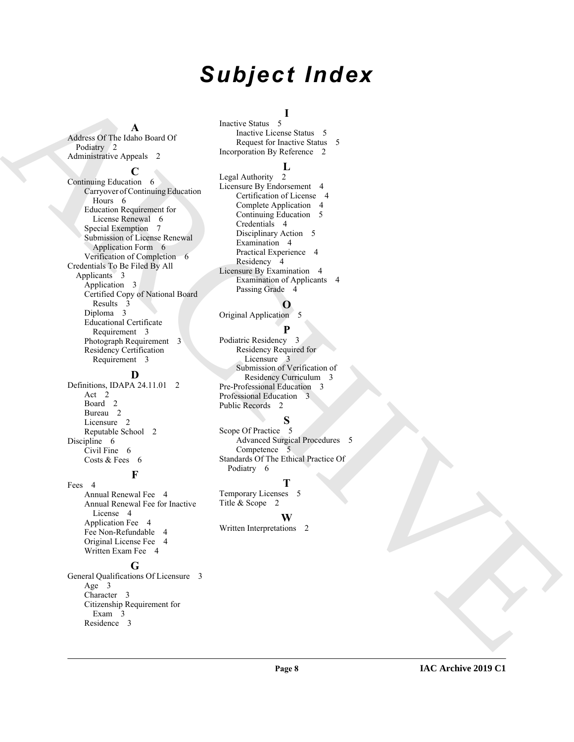# Subject Index

**A**

Address Of The Idaho Board Of Podiatry 2

Administrative Appeals 2

**C**

Continuing Education 6
- Carryover of Continuing Education Hours 6
- Education Requirement for License Renewal 6
- Special Exemption 7
- Submission of License Renewal Application Form 6
- Verification of Completion 6

Credentials To Be Filed By All Applicants 3
- Application 3
- Certified Copy of National Board Results 3
- Diploma 3
- Educational Certificate Requirement 3
- Photograph Requirement 3
- Residency Certification Requirement 3

**D**

Definitions, IDAPA 24.11.01 2
- Act 2
- Board 2
- Bureau 2
- Licensure 2
- Reputable School 2

Discipline 6
- Civil Fine 6
- Costs & Fees 6

**F**

Fees 4
- Annual Renewal Fee 4
- Annual Renewal Fee for Inactive License 4
- Application Fee 4
- Fee Non-Refundable 4
- Original License Fee 4
- Written Exam Fee 4

**G**

General Qualifications Of Licensure 3
- Age 3
- Character 3
- Citizenship Requirement for Exam 3
- Residence 3

**I**

Inactive Status 5
- Inactive License Status 5
- Request for Inactive Status 5

Incorporation By Reference 2

**L**

Legal Authority 2

Licensure By Endorsement 4
- Certification of License 4
- Complete Application 4
- Continuing Education 5
- Credentials 4
- Disciplinary Action 5
- Examination 4
- Practical Experience 4
- Residency 4

Licensure By Examination 4
- Examination of Applicants 4
- Passing Grade 4

**O**

Original Application 5

**P**

Podiatric Residency 3
- Residency Required for Licensure 3
- Submission of Verification of Residency Curriculum 3

Pre-Professional Education 3

Professional Education 3

Public Records 2

**S**

Scope Of Practice 5
- Advanced Surgical Procedures 5
- Competence 5

Standards Of The Ethical Practice Of Podiatry 6

**T**

Temporary Licenses 5

Title & Scope 2

**W**

Written Interpretations 2